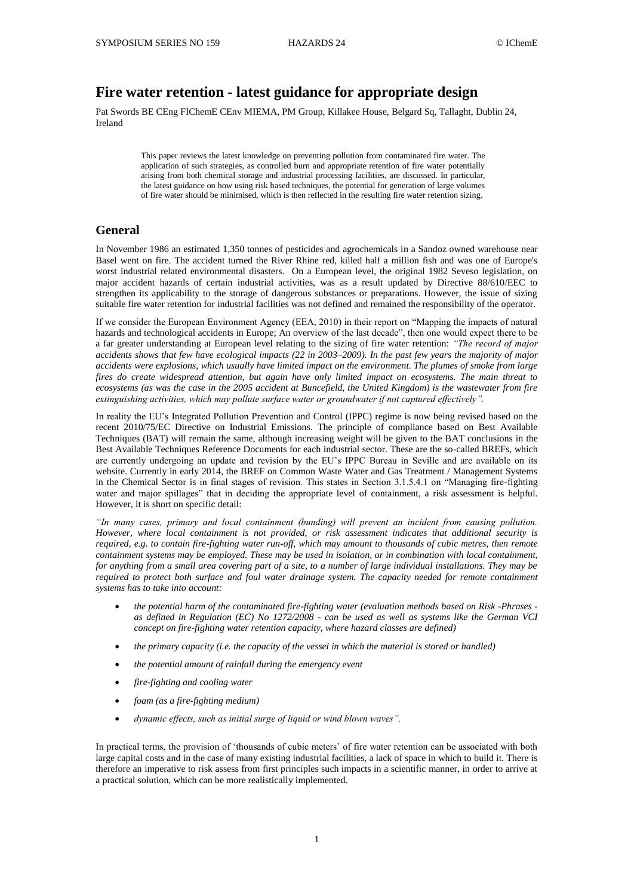# Fire water retention - latest guidance for appropriate design

Pat Swords BE CEng FIChemE CEnv MIEMA, PM Group, Killakee House, Belgard Sq, Tallaght, Dublin 24, Ireland

> This paper reviews the latest knowledge on preventing pollution from contaminated fire water. The application of such strategies, as controlled burn and appropriate retention of fire water potentially arising from both chemical storage and industrial processing facilities, are discussed. In particular, the latest guidance on how using risk based techniques, the potential for generation of large volumes of fire water should be minimised, which is then reflected in the resulting fire water retention sizing.

## General

In November 1986 an estimated 1,350 tonnes of pesticides and agrochemicals in a Sandoz owned warehouse near Basel went on fire. The accident turned the River Rhine red, killed half a million fish and was one of Europe's worst industrial related environmental disasters. On a European level, the original 1982 Seveso legislation, on major accident hazards of certain industrial activities, was as a result updated by Directive 88/610/EEC to strengthen its applicability to the storage of dangerous substances or preparations. However, the issue of sizing suitable fire water retention for industrial facilities was not defined and remained the responsibility of the operator.

If we consider the European Environment Agency (EEA, 2010) in their report on "Mapping the impacts of natural hazards and technological accidents in Europe; An overview of the last decade", then one would expect there to be a far greater understanding at European level relating to the sizing of fire water retention: *"The record of major accidents shows that few have ecological impacts (22 in 2003–2009). In the past few years the majority of major accidents were explosions, which usually have limited impact on the environment. The plumes of smoke from large fires do create widespread attention, but again have only limited impact on ecosystems. The main threat to ecosystems (as was the case in the 2005 accident at Buncefield, the United Kingdom) is the wastewater from fire extinguishing activities, which may pollute surface water or groundwater if not captured effectively".*

In reality the EU's Integrated Pollution Prevention and Control (IPPC) regime is now being revised based on the recent 2010/75/EC Directive on Industrial Emissions. The principle of compliance based on Best Available Techniques (BAT) will remain the same, although increasing weight will be given to the BAT conclusions in the Best Available Techniques Reference Documents for each industrial sector. These are the so-called BREFs, which are currently undergoing an update and revision by the EU's IPPC Bureau in Seville and are available on its website. Currently in early 2014, the BREF on Common Waste Water and Gas Treatment / Management Systems in the Chemical Sector is in final stages of revision. This states in Section 3.1.5.4.1 on "Managing fire-fighting water and major spillages" that in deciding the appropriate level of containment, a risk assessment is helpful. However, it is short on specific detail:

*"In many cases, primary and local containment (bunding) will prevent an incident from causing pollution. However, where local containment is not provided, or risk assessment indicates that additional security is required, e.g. to contain fire-fighting water run-off, which may amount to thousands of cubic metres, then remote containment systems may be employed. These may be used in isolation, or in combination with local containment, for anything from a small area covering part of a site, to a number of large individual installations. They may be required to protect both surface and foul water drainage system. The capacity needed for remote containment systems has to take into account:*

- *the potential harm of the contaminated fire-fighting water (evaluation methods based on Risk -Phrases - as defined in Regulation (EC) No 1272/2008 - can be used as well as systems like the German VCI concept on fire-fighting water retention capacity, where hazard classes are defined)*
- *the primary capacity (i.e. the capacity of the vessel in which the material is stored or handled)*
- *the potential amount of rainfall during the emergency event*
- *fire-fighting and cooling water*
- *foam (as a fire-fighting medium)*
- *dynamic effects, such as initial surge of liquid or wind blown waves".*

In practical terms, the provision of 'thousands of cubic meters' of fire water retention can be associated with both large capital costs and in the case of many existing industrial facilities, a lack of space in which to build it. There is therefore an imperative to risk assess from first principles such impacts in a scientific manner, in order to arrive at a practical solution, which can be more realistically implemented.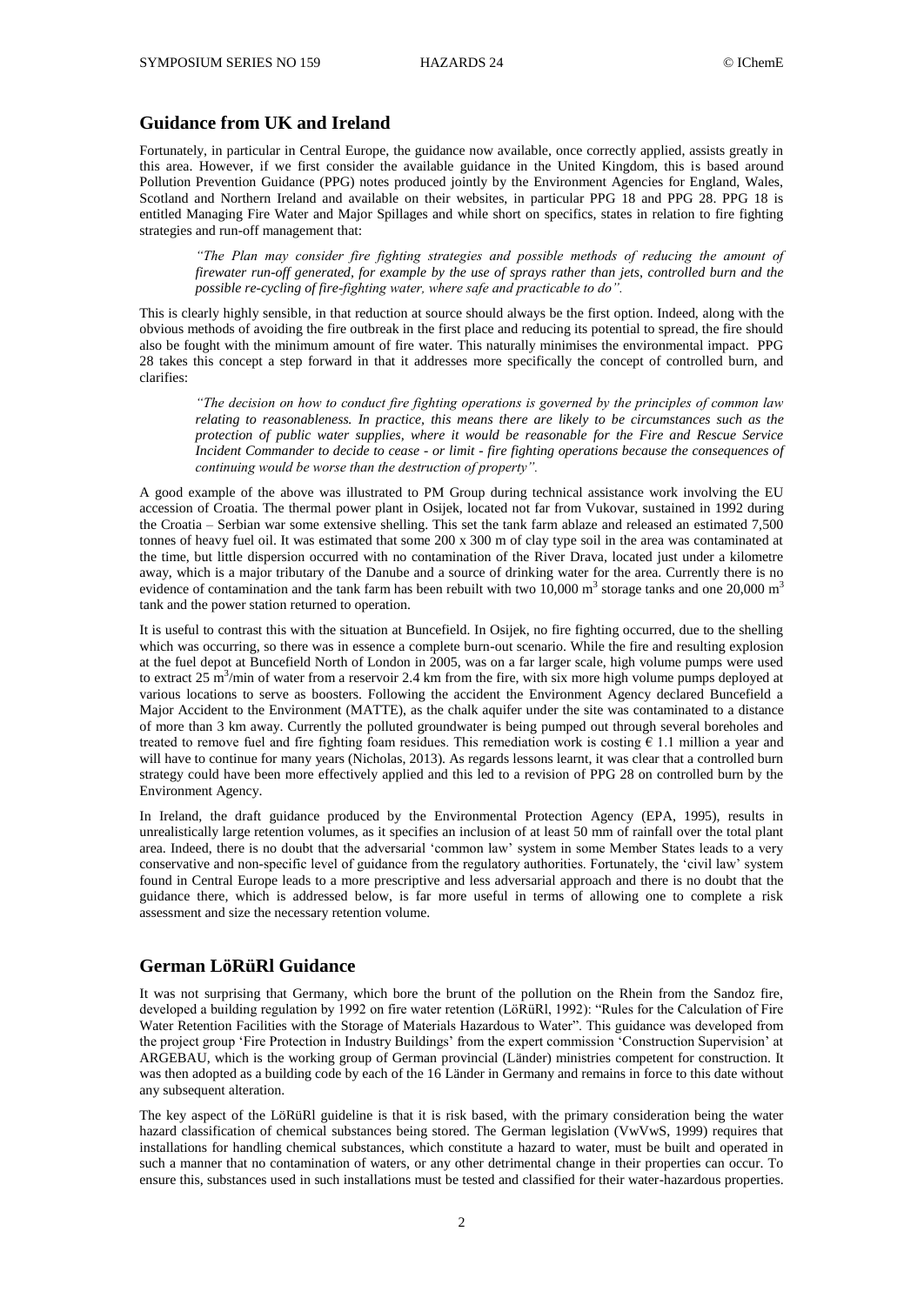## Guidance from UK and Ireland

Fortunately, in particular in Central Europe, the guidance now available, once correctly applied, assists greatly in this area. However, if we first consider the available guidance in the United Kingdom, this is based around Pollution Prevention Guidance (PPG) notes produced jointly by the Environment Agencies for England, Wales, Scotland and Northern Ireland and available on their websites, in particular PPG 18 and PPG 28. PPG 18 is entitled Managing Fire Water and Major Spillages and while short on specifics, states in relation to fire fighting strategies and run-off management that:

> *"The Plan may consider fire fighting strategies and possible methods of reducing the amount of firewater run-off generated, for example by the use of sprays rather than jets, controlled burn and the possible re-cycling of fire-fighting water, where safe and practicable to do".*

This is clearly highly sensible, in that reduction at source should always be the first option. Indeed, along with the obvious methods of avoiding the fire outbreak in the first place and reducing its potential to spread, the fire should also be fought with the minimum amount of fire water. This naturally minimises the environmental impact. PPG 28 takes this concept a step forward in that it addresses more specifically the concept of controlled burn, and clarifies:

> *"The decision on how to conduct fire fighting operations is governed by the principles of common law relating to reasonableness. In practice, this means there are likely to be circumstances such as the protection of public water supplies, where it would be reasonable for the Fire and Rescue Service Incident Commander to decide to cease - or limit - fire fighting operations because the consequences of continuing would be worse than the destruction of property".*

A good example of the above was illustrated to PM Group during technical assistance work involving the EU accession of Croatia. The thermal power plant in Osijek, located not far from Vukovar, sustained in 1992 during the Croatia – Serbian war some extensive shelling. This set the tank farm ablaze and released an estimated 7,500 tonnes of heavy fuel oil. It was estimated that some 200 x 300 m of clay type soil in the area was contaminated at the time, but little dispersion occurred with no contamination of the River Drava, located just under a kilometre away, which is a major tributary of the Danube and a source of drinking water for the area. Currently there is no evidence of contamination and the tank farm has been rebuilt with two 10,000 $m^3$ storage tanks and one 20,000 $m^3$ tank and the power station returned to operation.

It is useful to contrast this with the situation at Buncefield. In Osijek, no fire fighting occurred, due to the shelling which was occurring, so there was in essence a complete burn-out scenario. While the fire and resulting explosion at the fuel depot at Buncefield North of London in 2005, was on a far larger scale, high volume pumps were used to extract 25 $m^3$/min of water from a reservoir 2.4 km from the fire, with six more high volume pumps deployed at various locations to serve as boosters. Following the accident the Environment Agency declared Buncefield a Major Accident to the Environment (MATTE), as the chalk aquifer under the site was contaminated to a distance of more than 3 km away. Currently the polluted groundwater is being pumped out through several boreholes and treated to remove fuel and fire fighting foam residues. This remediation work is costing € 1.1 million a year and will have to continue for many years (Nicholas, 2013). As regards lessons learnt, it was clear that a controlled burn strategy could have been more effectively applied and this led to a revision of PPG 28 on controlled burn by the Environment Agency.

In Ireland, the draft guidance produced by the Environmental Protection Agency (EPA, 1995), results in unrealistically large retention volumes, as it specifies an inclusion of at least 50 mm of rainfall over the total plant area. Indeed, there is no doubt that the adversarial 'common law' system in some Member States leads to a very conservative and non-specific level of guidance from the regulatory authorities. Fortunately, the 'civil law' system found in Central Europe leads to a more prescriptive and less adversarial approach and there is no doubt that the guidance there, which is addressed below, is far more useful in terms of allowing one to complete a risk assessment and size the necessary retention volume.

## German LöRüRl Guidance

It was not surprising that Germany, which bore the brunt of the pollution on the Rhein from the Sandoz fire, developed a building regulation by 1992 on fire water retention (LöRüRl, 1992): "Rules for the Calculation of Fire Water Retention Facilities with the Storage of Materials Hazardous to Water". This guidance was developed from the project group 'Fire Protection in Industry Buildings' from the expert commission 'Construction Supervision' at ARGEBAU, which is the working group of German provincial (Länder) ministries competent for construction. It was then adopted as a building code by each of the 16 Länder in Germany and remains in force to this date without any subsequent alteration.

The key aspect of the LöRüRl guideline is that it is risk based, with the primary consideration being the water hazard classification of chemical substances being stored. The German legislation (VwVwS, 1999) requires that installations for handling chemical substances, which constitute a hazard to water, must be built and operated in such a manner that no contamination of waters, or any other detrimental change in their properties can occur. To ensure this, substances used in such installations must be tested and classified for their water-hazardous properties.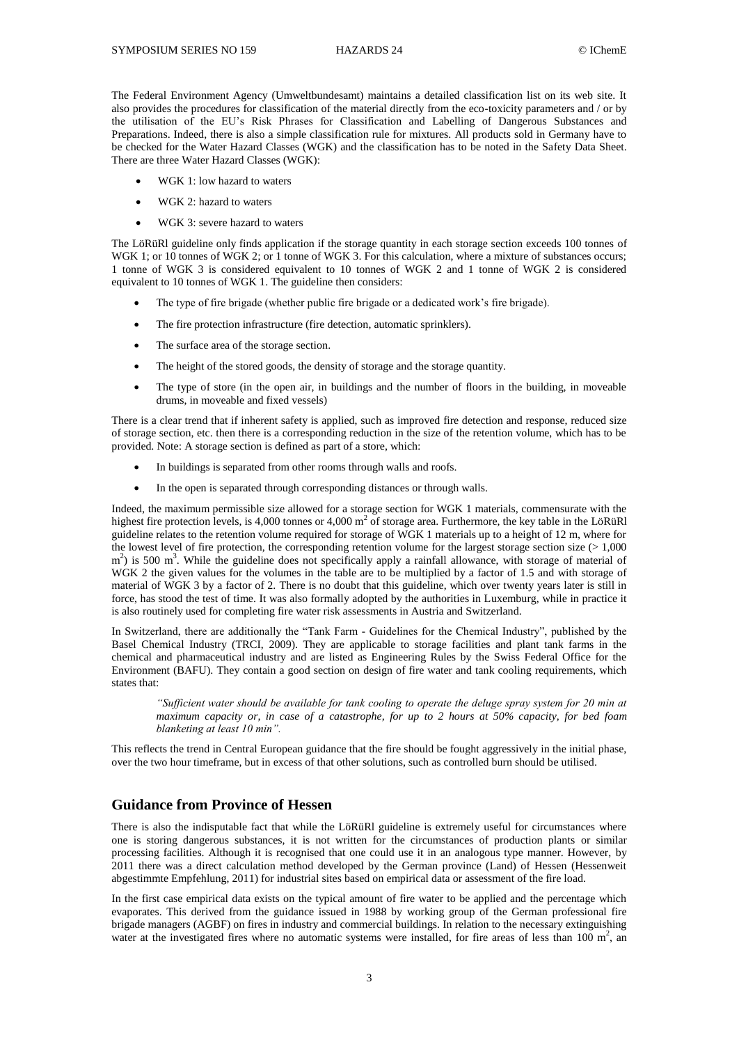The Federal Environment Agency (Umweltbundesamt) maintains a detailed classification list on its web site. It also provides the procedures for classification of the material directly from the eco-toxicity parameters and / or by the utilisation of the EU's Risk Phrases for Classification and Labelling of Dangerous Substances and Preparations. Indeed, there is also a simple classification rule for mixtures. All products sold in Germany have to be checked for the Water Hazard Classes (WGK) and the classification has to be noted in the Safety Data Sheet. There are three Water Hazard Classes (WGK):

- WGK 1: low hazard to waters
- WGK 2: hazard to waters
- WGK 3: severe hazard to waters

The LöRüRl guideline only finds application if the storage quantity in each storage section exceeds 100 tonnes of WGK 1; or 10 tonnes of WGK 2; or 1 tonne of WGK 3. For this calculation, where a mixture of substances occurs; 1 tonne of WGK 3 is considered equivalent to 10 tonnes of WGK 2 and 1 tonne of WGK 2 is considered equivalent to 10 tonnes of WGK 1. The guideline then considers:

- The type of fire brigade (whether public fire brigade or a dedicated work's fire brigade).
- The fire protection infrastructure (fire detection, automatic sprinklers).
- The surface area of the storage section.
- The height of the stored goods, the density of storage and the storage quantity.
- The type of store (in the open air, in buildings and the number of floors in the building, in moveable drums, in moveable and fixed vessels)

There is a clear trend that if inherent safety is applied, such as improved fire detection and response, reduced size of storage section, etc. then there is a corresponding reduction in the size of the retention volume, which has to be provided. Note: A storage section is defined as part of a store, which:

- In buildings is separated from other rooms through walls and roofs.
- In the open is separated through corresponding distances or through walls.

Indeed, the maximum permissible size allowed for a storage section for WGK 1 materials, commensurate with the highest fire protection levels, is 4,000 tonnes or 4,000 m$^2$ of storage area. Furthermore, the key table in the LöRüRl guideline relates to the retention volume required for storage of WGK 1 materials up to a height of 12 m, where for the lowest level of fire protection, the corresponding retention volume for the largest storage section size (> 1,000 m$^2$) is 500 m$^3$. While the guideline does not specifically apply a rainfall allowance, with storage of material of WGK 2 the given values for the volumes in the table are to be multiplied by a factor of 1.5 and with storage of material of WGK 3 by a factor of 2. There is no doubt that this guideline, which over twenty years later is still in force, has stood the test of time. It was also formally adopted by the authorities in Luxemburg, while in practice it is also routinely used for completing fire water risk assessments in Austria and Switzerland.

In Switzerland, there are additionally the "Tank Farm - Guidelines for the Chemical Industry", published by the Basel Chemical Industry (TRCI, 2009). They are applicable to storage facilities and plant tank farms in the chemical and pharmaceutical industry and are listed as Engineering Rules by the Swiss Federal Office for the Environment (BAFU). They contain a good section on design of fire water and tank cooling requirements, which states that:

> *"Sufficient water should be available for tank cooling to operate the deluge spray system for 20 min at maximum capacity or, in case of a catastrophe, for up to 2 hours at 50% capacity, for bed foam blanketing at least 10 min".*

This reflects the trend in Central European guidance that the fire should be fought aggressively in the initial phase, over the two hour timeframe, but in excess of that other solutions, such as controlled burn should be utilised.

## Guidance from Province of Hessen

There is also the indisputable fact that while the LöRüRl guideline is extremely useful for circumstances where one is storing dangerous substances, it is not written for the circumstances of production plants or similar processing facilities. Although it is recognised that one could use it in an analogous type manner. However, by 2011 there was a direct calculation method developed by the German province (Land) of Hessen (Hessenweit abgestimmte Empfehlung, 2011) for industrial sites based on empirical data or assessment of the fire load.

In the first case empirical data exists on the typical amount of fire water to be applied and the percentage which evaporates. This derived from the guidance issued in 1988 by working group of the German professional fire brigade managers (AGBF) on fires in industry and commercial buildings. In relation to the necessary extinguishing water at the investigated fires where no automatic systems were installed, for fire areas of less than 100 m$^2$, an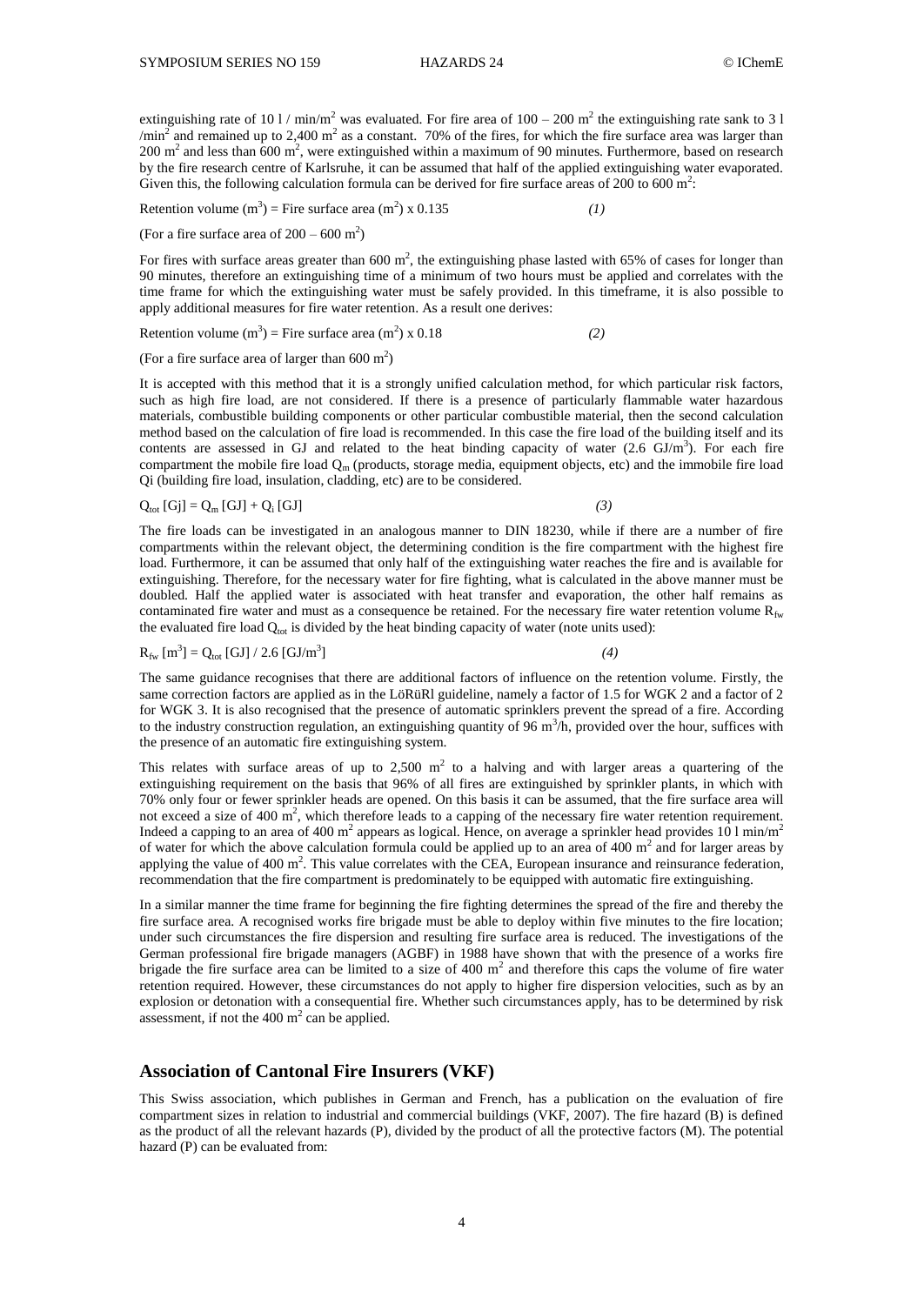extinguishing rate of 10 l / min/m$^2$ was evaluated. For fire area of 100 – 200 m$^2$ the extinguishing rate sank to 3 l /min$^2$ and remained up to 2,400 m$^2$ as a constant. 70% of the fires, for which the fire surface area was larger than 200 m$^2$ and less than 600 m$^2$, were extinguished within a maximum of 90 minutes. Furthermore, based on research by the fire research centre of Karlsruhe, it can be assumed that half of the applied extinguishing water evaporated. Given this, the following calculation formula can be derived for fire surface areas of 200 to 600 m$^2$:

$$\text{Retention volume (m}^3\text{)} = \text{Fire surface area (m}^2\text{)} \times 0.135 \quad (1)$$

(For a fire surface area of 200 – 600 m$^2$)

For fires with surface areas greater than 600 m$^2$, the extinguishing phase lasted with 65% of cases for longer than 90 minutes, therefore an extinguishing time of a minimum of two hours must be applied and correlates with the time frame for which the extinguishing water must be safely provided. In this timeframe, it is also possible to apply additional measures for fire water retention. As a result one derives:

$$\text{Retention volume (m}^3\text{)} = \text{Fire surface area (m}^2\text{)} \times 0.18 \quad (2)$$

(For a fire surface area of larger than 600 m$^2$)

It is accepted with this method that it is a strongly unified calculation method, for which particular risk factors, such as high fire load, are not considered. If there is a presence of particularly flammable water hazardous materials, combustible building components or other particular combustible material, then the second calculation method based on the calculation of fire load is recommended. In this case the fire load of the building itself and its contents are assessed in GJ and related to the heat binding capacity of water (2.6 GJ/m$^3$). For each fire compartment the mobile fire load $Q_m$ (products, storage media, equipment objects, etc) and the immobile fire load Qi (building fire load, insulation, cladding, etc) are to be considered.

$$Q_{tot}\,[\text{Gj}] = Q_m\,[\text{GJ}] + Q_i\,[\text{GJ}] \quad (3)$$

The fire loads can be investigated in an analogous manner to DIN 18230, while if there are a number of fire compartments within the relevant object, the determining condition is the fire compartment with the highest fire load. Furthermore, it can be assumed that only half of the extinguishing water reaches the fire and is available for extinguishing. Therefore, for the necessary water for fire fighting, what is calculated in the above manner must be doubled. Half the applied water is associated with heat transfer and evaporation, the other half remains as contaminated fire water and must as a consequence be retained. For the necessary fire water retention volume $R_{fw}$ the evaluated fire load $Q_{tot}$ is divided by the heat binding capacity of water (note units used):

$$R_{fw}\,[\text{m}^3] = Q_{tot}\,[\text{GJ}] / 2.6\,[\text{GJ/m}^3] \quad (4)$$

The same guidance recognises that there are additional factors of influence on the retention volume. Firstly, the same correction factors are applied as in the LöRüRl guideline, namely a factor of 1.5 for WGK 2 and a factor of 2 for WGK 3. It is also recognised that the presence of automatic sprinklers prevent the spread of a fire. According to the industry construction regulation, an extinguishing quantity of 96 m$^3$/h, provided over the hour, suffices with the presence of an automatic fire extinguishing system.

This relates with surface areas of up to 2,500 m$^2$ to a halving and with larger areas a quartering of the extinguishing requirement on the basis that 96% of all fires are extinguished by sprinkler plants, in which with 70% only four or fewer sprinkler heads are opened. On this basis it can be assumed, that the fire surface area will not exceed a size of 400 m$^2$, which therefore leads to a capping of the necessary fire water retention requirement. Indeed a capping to an area of 400 m$^2$ appears as logical. Hence, on average a sprinkler head provides 10 l min/m$^2$ of water for which the above calculation formula could be applied up to an area of 400 m$^2$ and for larger areas by applying the value of 400 m$^2$. This value correlates with the CEA, European insurance and reinsurance federation, recommendation that the fire compartment is predominately to be equipped with automatic fire extinguishing.

In a similar manner the time frame for beginning the fire fighting determines the spread of the fire and thereby the fire surface area. A recognised works fire brigade must be able to deploy within five minutes to the fire location; under such circumstances the fire dispersion and resulting fire surface area is reduced. The investigations of the German professional fire brigade managers (AGBF) in 1988 have shown that with the presence of a works fire brigade the fire surface area can be limited to a size of 400 m$^2$ and therefore this caps the volume of fire water retention required. However, these circumstances do not apply to higher fire dispersion velocities, such as by an explosion or detonation with a consequential fire. Whether such circumstances apply, has to be determined by risk assessment, if not the 400 m$^2$ can be applied.

## Association of Cantonal Fire Insurers (VKF)

This Swiss association, which publishes in German and French, has a publication on the evaluation of fire compartment sizes in relation to industrial and commercial buildings (VKF, 2007). The fire hazard (B) is defined as the product of all the relevant hazards (P), divided by the product of all the protective factors (M). The potential hazard (P) can be evaluated from: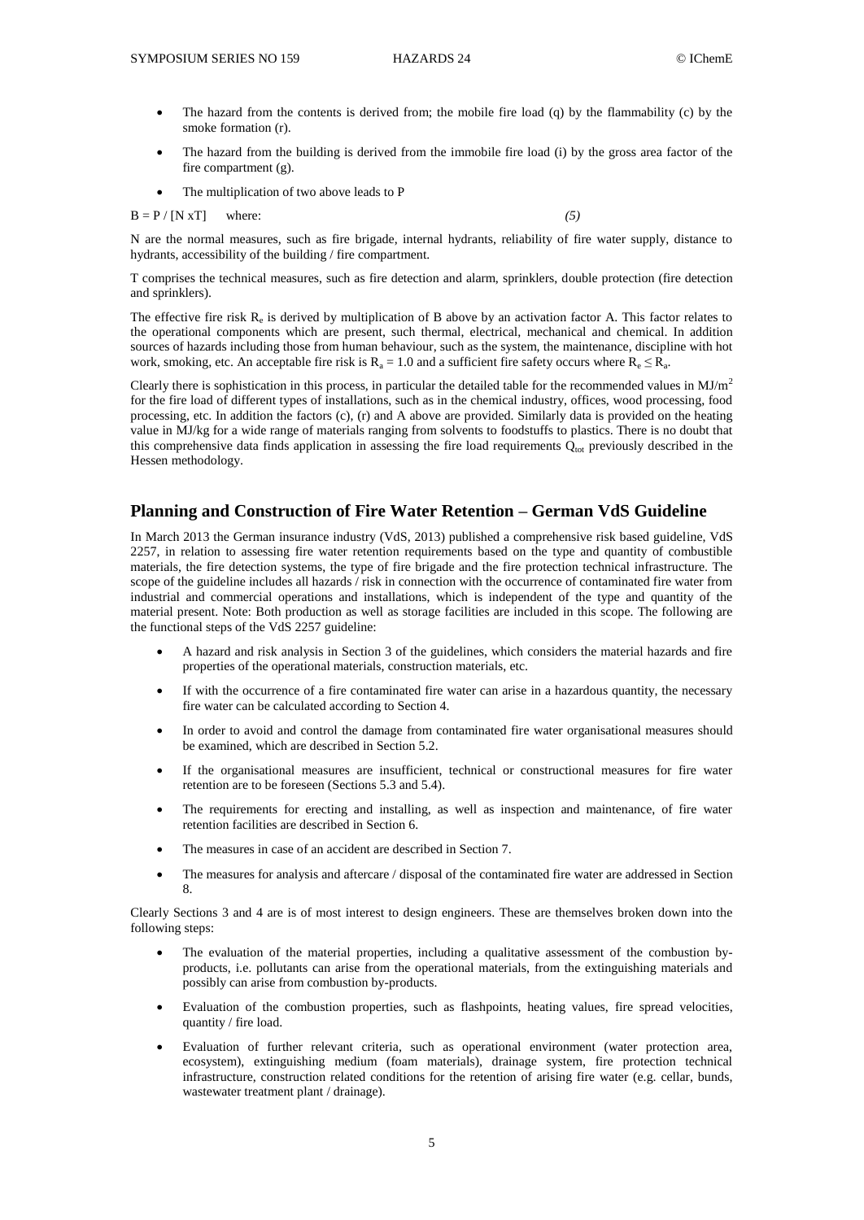- The hazard from the contents is derived from; the mobile fire load (q) by the flammability (c) by the smoke formation (r).

- The hazard from the building is derived from the immobile fire load (i) by the gross area factor of the fire compartment (g).

- The multiplication of two above leads to P

$B = P / [N \text{ x} T]$ where: *(5)*

N are the normal measures, such as fire brigade, internal hydrants, reliability of fire water supply, distance to hydrants, accessibility of the building / fire compartment.

T comprises the technical measures, such as fire detection and alarm, sprinklers, double protection (fire detection and sprinklers).

The effective fire risk $R_e$ is derived by multiplication of B above by an activation factor A. This factor relates to the operational components which are present, such thermal, electrical, mechanical and chemical. In addition sources of hazards including those from human behaviour, such as the system, the maintenance, discipline with hot work, smoking, etc. An acceptable fire risk is $R_a = 1.0$ and a sufficient fire safety occurs where $R_e \leq R_a$.

Clearly there is sophistication in this process, in particular the detailed table for the recommended values in $MJ/m^2$ for the fire load of different types of installations, such as in the chemical industry, offices, wood processing, food processing, etc. In addition the factors (c), (r) and A above are provided. Similarly data is provided on the heating value in MJ/kg for a wide range of materials ranging from solvents to foodstuffs to plastics. There is no doubt that this comprehensive data finds application in assessing the fire load requirements $Q_{tot}$ previously described in the Hessen methodology.

## Planning and Construction of Fire Water Retention – German VdS Guideline

In March 2013 the German insurance industry (VdS, 2013) published a comprehensive risk based guideline, VdS 2257, in relation to assessing fire water retention requirements based on the type and quantity of combustible materials, the fire detection systems, the type of fire brigade and the fire protection technical infrastructure. The scope of the guideline includes all hazards / risk in connection with the occurrence of contaminated fire water from industrial and commercial operations and installations, which is independent of the type and quantity of the material present. Note: Both production as well as storage facilities are included in this scope. The following are the functional steps of the VdS 2257 guideline:

- A hazard and risk analysis in Section 3 of the guidelines, which considers the material hazards and fire properties of the operational materials, construction materials, etc.

- If with the occurrence of a fire contaminated fire water can arise in a hazardous quantity, the necessary fire water can be calculated according to Section 4.

- In order to avoid and control the damage from contaminated fire water organisational measures should be examined, which are described in Section 5.2.

- If the organisational measures are insufficient, technical or constructional measures for fire water retention are to be foreseen (Sections 5.3 and 5.4).

- The requirements for erecting and installing, as well as inspection and maintenance, of fire water retention facilities are described in Section 6.

- The measures in case of an accident are described in Section 7.

- The measures for analysis and aftercare / disposal of the contaminated fire water are addressed in Section 8.

Clearly Sections 3 and 4 are is of most interest to design engineers. These are themselves broken down into the following steps:

- The evaluation of the material properties, including a qualitative assessment of the combustion by-products, i.e. pollutants can arise from the operational materials, from the extinguishing materials and possibly can arise from combustion by-products.

- Evaluation of the combustion properties, such as flashpoints, heating values, fire spread velocities, quantity / fire load.

- Evaluation of further relevant criteria, such as operational environment (water protection area, ecosystem), extinguishing medium (foam materials), drainage system, fire protection technical infrastructure, construction related conditions for the retention of arising fire water (e.g. cellar, bunds, wastewater treatment plant / drainage).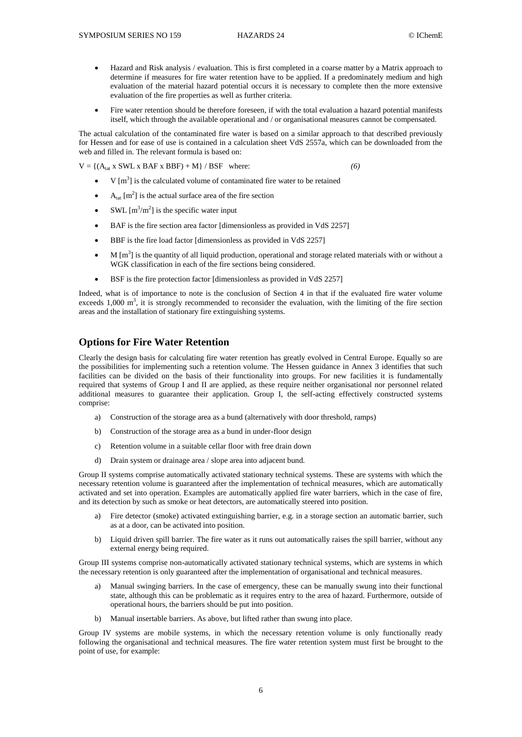- Hazard and Risk analysis / evaluation. This is first completed in a coarse matter by a Matrix approach to determine if measures for fire water retention have to be applied. If a predominately medium and high evaluation of the material hazard potential occurs it is necessary to complete then the more extensive evaluation of the fire properties as well as further criteria.

- Fire water retention should be therefore foreseen, if with the total evaluation a hazard potential manifests itself, which through the available operational and / or organisational measures cannot be compensated.

The actual calculation of the contaminated fire water is based on a similar approach to that described previously for Hessen and for ease of use is contained in a calculation sheet VdS 2557a, which can be downloaded from the web and filled in. The relevant formula is based on:

$V = \{(A_{tat} \text{ x SWL x BAF x BBF}) + M\} / BSF$ where: *(6)*

- $V$ [$m^3$] is the calculated volume of contaminated fire water to be retained
- $A_{tat}$ [$m^2$] is the actual surface area of the fire section
- SWL [$m^3/m^2$] is the specific water input
- BAF is the fire section area factor [dimensionless as provided in VdS 2257]
- BBF is the fire load factor [dimensionless as provided in VdS 2257]
- M [$m^3$] is the quantity of all liquid production, operational and storage related materials with or without a WGK classification in each of the fire sections being considered.
- BSF is the fire protection factor [dimensionless as provided in VdS 2257]

Indeed, what is of importance to note is the conclusion of Section 4 in that if the evaluated fire water volume exceeds 1,000 $m^3$, it is strongly recommended to reconsider the evaluation, with the limiting of the fire section areas and the installation of stationary fire extinguishing systems.

## Options for Fire Water Retention

Clearly the design basis for calculating fire water retention has greatly evolved in Central Europe. Equally so are the possibilities for implementing such a retention volume. The Hessen guidance in Annex 3 identifies that such facilities can be divided on the basis of their functionality into groups. For new facilities it is fundamentally required that systems of Group I and II are applied, as these require neither organisational nor personnel related additional measures to guarantee their application. Group I, the self-acting effectively constructed systems comprise:

a) Construction of the storage area as a bund (alternatively with door threshold, ramps)

b) Construction of the storage area as a bund in under-floor design

c) Retention volume in a suitable cellar floor with free drain down

d) Drain system or drainage area / slope area into adjacent bund.

Group II systems comprise automatically activated stationary technical systems. These are systems with which the necessary retention volume is guaranteed after the implementation of technical measures, which are automatically activated and set into operation. Examples are automatically applied fire water barriers, which in the case of fire, and its detection by such as smoke or heat detectors, are automatically steered into position.

a) Fire detector (smoke) activated extinguishing barrier, e.g. in a storage section an automatic barrier, such as at a door, can be activated into position.

b) Liquid driven spill barrier. The fire water as it runs out automatically raises the spill barrier, without any external energy being required.

Group III systems comprise non-automatically activated stationary technical systems, which are systems in which the necessary retention is only guaranteed after the implementation of organisational and technical measures.

a) Manual swinging barriers. In the case of emergency, these can be manually swung into their functional state, although this can be problematic as it requires entry to the area of hazard. Furthermore, outside of operational hours, the barriers should be put into position.

b) Manual insertable barriers. As above, but lifted rather than swung into place.

Group IV systems are mobile systems, in which the necessary retention volume is only functionally ready following the organisational and technical measures. The fire water retention system must first be brought to the point of use, for example: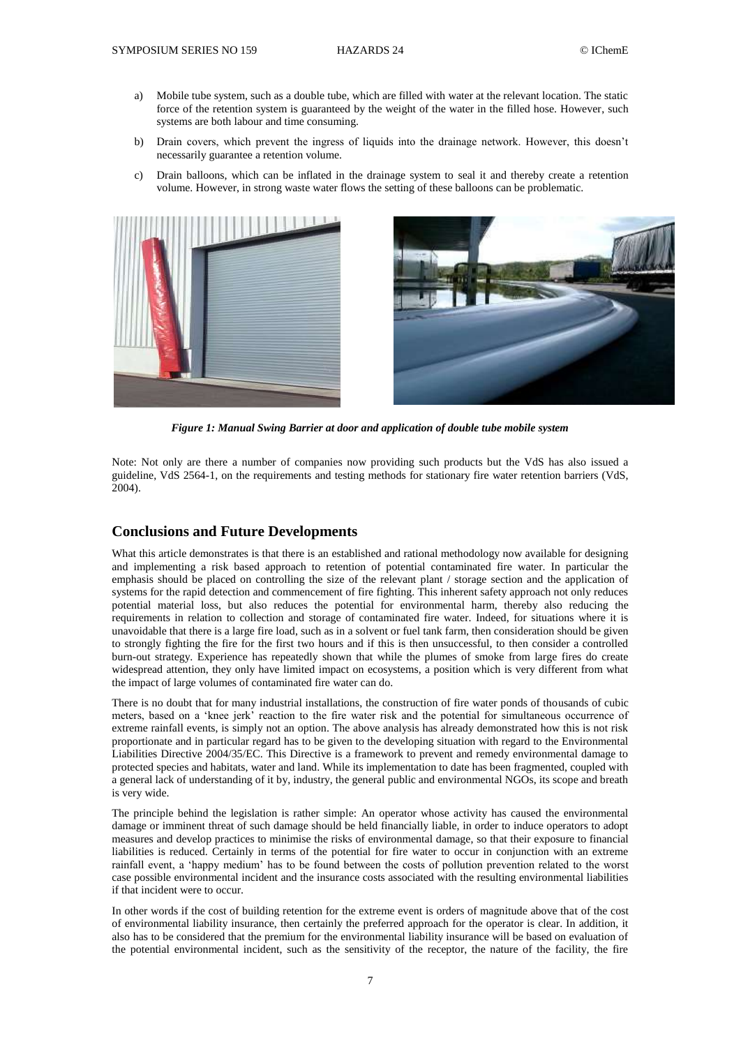a) Mobile tube system, such as a double tube, which are filled with water at the relevant location. The static force of the retention system is guaranteed by the weight of the water in the filled hose. However, such systems are both labour and time consuming.

b) Drain covers, which prevent the ingress of liquids into the drainage network. However, this doesn't necessarily guarantee a retention volume.

c) Drain balloons, which can be inflated in the drainage system to seal it and thereby create a retention volume. However, in strong waste water flows the setting of these balloons can be problematic.

***Figure 1: Manual Swing Barrier at door and application of double tube mobile system***

Note: Not only are there a number of companies now providing such products but the VdS has also issued a guideline, VdS 2564-1, on the requirements and testing methods for stationary fire water retention barriers (VdS, 2004).

## Conclusions and Future Developments

What this article demonstrates is that there is an established and rational methodology now available for designing and implementing a risk based approach to retention of potential contaminated fire water. In particular the emphasis should be placed on controlling the size of the relevant plant / storage section and the application of systems for the rapid detection and commencement of fire fighting. This inherent safety approach not only reduces potential material loss, but also reduces the potential for environmental harm, thereby also reducing the requirements in relation to collection and storage of contaminated fire water. Indeed, for situations where it is unavoidable that there is a large fire load, such as in a solvent or fuel tank farm, then consideration should be given to strongly fighting the fire for the first two hours and if this is then unsuccessful, to then consider a controlled burn-out strategy. Experience has repeatedly shown that while the plumes of smoke from large fires do create widespread attention, they only have limited impact on ecosystems, a position which is very different from what the impact of large volumes of contaminated fire water can do.

There is no doubt that for many industrial installations, the construction of fire water ponds of thousands of cubic meters, based on a 'knee jerk' reaction to the fire water risk and the potential for simultaneous occurrence of extreme rainfall events, is simply not an option. The above analysis has already demonstrated how this is not risk proportionate and in particular regard has to be given to the developing situation with regard to the Environmental Liabilities Directive 2004/35/EC. This Directive is a framework to prevent and remedy environmental damage to protected species and habitats, water and land. While its implementation to date has been fragmented, coupled with a general lack of understanding of it by, industry, the general public and environmental NGOs, its scope and breath is very wide.

The principle behind the legislation is rather simple: An operator whose activity has caused the environmental damage or imminent threat of such damage should be held financially liable, in order to induce operators to adopt measures and develop practices to minimise the risks of environmental damage, so that their exposure to financial liabilities is reduced. Certainly in terms of the potential for fire water to occur in conjunction with an extreme rainfall event, a 'happy medium' has to be found between the costs of pollution prevention related to the worst case possible environmental incident and the insurance costs associated with the resulting environmental liabilities if that incident were to occur.

In other words if the cost of building retention for the extreme event is orders of magnitude above that of the cost of environmental liability insurance, then certainly the preferred approach for the operator is clear. In addition, it also has to be considered that the premium for the environmental liability insurance will be based on evaluation of the potential environmental incident, such as the sensitivity of the receptor, the nature of the facility, the fire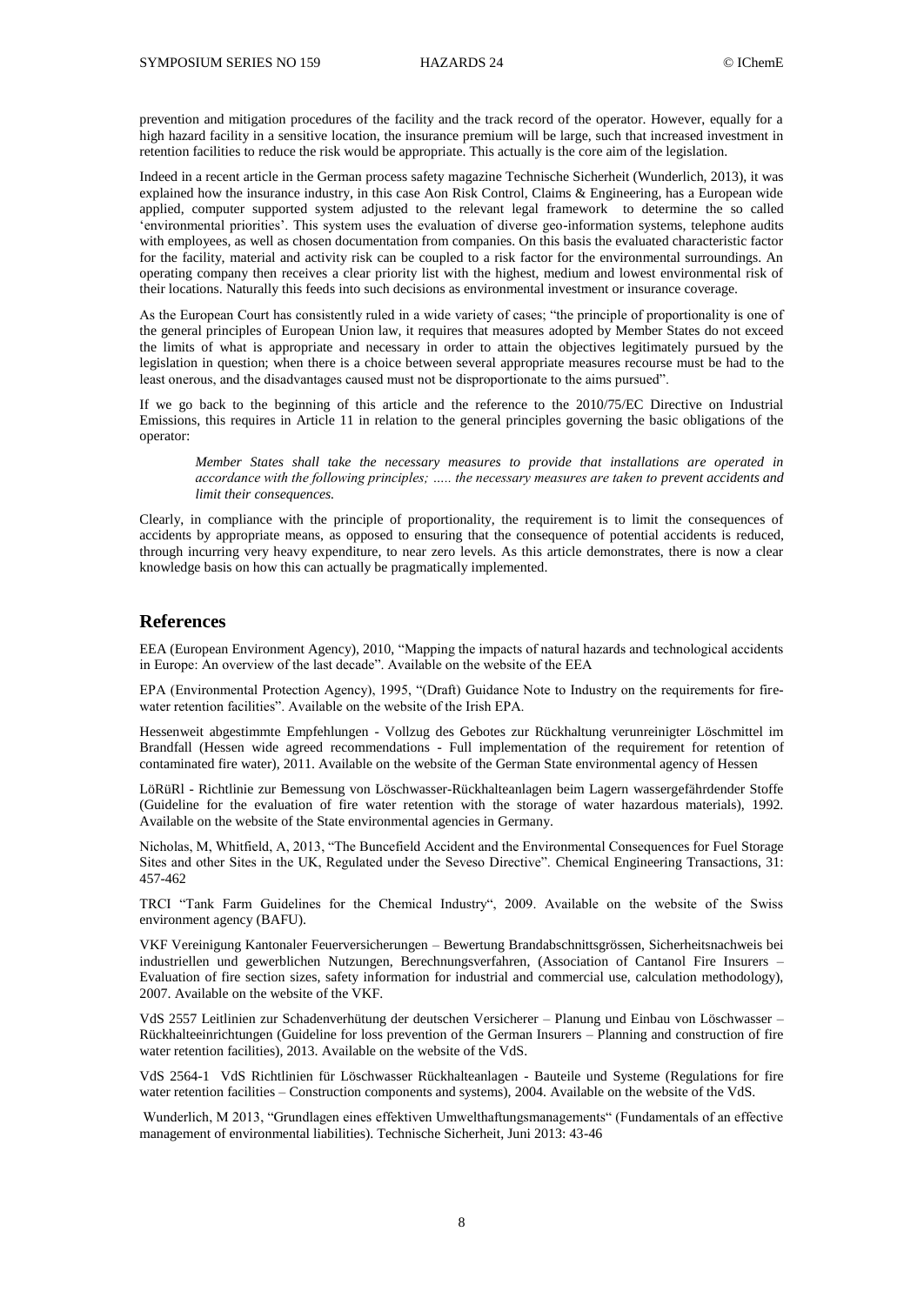prevention and mitigation procedures of the facility and the track record of the operator. However, equally for a high hazard facility in a sensitive location, the insurance premium will be large, such that increased investment in retention facilities to reduce the risk would be appropriate. This actually is the core aim of the legislation.

Indeed in a recent article in the German process safety magazine Technische Sicherheit (Wunderlich, 2013), it was explained how the insurance industry, in this case Aon Risk Control, Claims & Engineering, has a European wide applied, computer supported system adjusted to the relevant legal framework to determine the so called 'environmental priorities'. This system uses the evaluation of diverse geo-information systems, telephone audits with employees, as well as chosen documentation from companies. On this basis the evaluated characteristic factor for the facility, material and activity risk can be coupled to a risk factor for the environmental surroundings. An operating company then receives a clear priority list with the highest, medium and lowest environmental risk of their locations. Naturally this feeds into such decisions as environmental investment or insurance coverage.

As the European Court has consistently ruled in a wide variety of cases; "the principle of proportionality is one of the general principles of European Union law, it requires that measures adopted by Member States do not exceed the limits of what is appropriate and necessary in order to attain the objectives legitimately pursued by the legislation in question; when there is a choice between several appropriate measures recourse must be had to the least onerous, and the disadvantages caused must not be disproportionate to the aims pursued".

If we go back to the beginning of this article and the reference to the 2010/75/EC Directive on Industrial Emissions, this requires in Article 11 in relation to the general principles governing the basic obligations of the operator:

> *Member States shall take the necessary measures to provide that installations are operated in accordance with the following principles; ….. the necessary measures are taken to prevent accidents and limit their consequences.*

Clearly, in compliance with the principle of proportionality, the requirement is to limit the consequences of accidents by appropriate means, as opposed to ensuring that the consequence of potential accidents is reduced, through incurring very heavy expenditure, to near zero levels. As this article demonstrates, there is now a clear knowledge basis on how this can actually be pragmatically implemented.

## References

EEA (European Environment Agency), 2010, "Mapping the impacts of natural hazards and technological accidents in Europe: An overview of the last decade". Available on the website of the EEA

EPA (Environmental Protection Agency), 1995, "(Draft) Guidance Note to Industry on the requirements for fire-water retention facilities". Available on the website of the Irish EPA.

Hessenweit abgestimmte Empfehlungen - Vollzug des Gebotes zur Rückhaltung verunreinigter Löschmittel im Brandfall (Hessen wide agreed recommendations - Full implementation of the requirement for retention of contaminated fire water), 2011. Available on the website of the German State environmental agency of Hessen

LöRüRl - Richtlinie zur Bemessung von Löschwasser-Rückhalteanlagen beim Lagern wassergefährdender Stoffe (Guideline for the evaluation of fire water retention with the storage of water hazardous materials), 1992. Available on the website of the State environmental agencies in Germany.

Nicholas, M, Whitfield, A, 2013, "The Buncefield Accident and the Environmental Consequences for Fuel Storage Sites and other Sites in the UK, Regulated under the Seveso Directive". Chemical Engineering Transactions, 31: 457-462

TRCI "Tank Farm Guidelines for the Chemical Industry", 2009. Available on the website of the Swiss environment agency (BAFU).

VKF Vereinigung Kantonaler Feuerversicherungen – Bewertung Brandabschnittsgrössen, Sicherheitsnachweis bei industriellen und gewerblichen Nutzungen, Berechnungsverfahren, (Association of Cantanol Fire Insurers – Evaluation of fire section sizes, safety information for industrial and commercial use, calculation methodology), 2007. Available on the website of the VKF.

VdS 2557 Leitlinien zur Schadenverhütung der deutschen Versicherer – Planung und Einbau von Löschwasser – Rückhalteeinrichtungen (Guideline for loss prevention of the German Insurers – Planning and construction of fire water retention facilities), 2013. Available on the website of the VdS.

VdS 2564-1 VdS Richtlinien für Löschwasser Rückhalteanlagen - Bauteile und Systeme (Regulations for fire water retention facilities – Construction components and systems), 2004. Available on the website of the VdS.

Wunderlich, M 2013, "Grundlagen eines effektiven Umwelthaftungsmanagements" (Fundamentals of an effective management of environmental liabilities). Technische Sicherheit, Juni 2013: 43-46